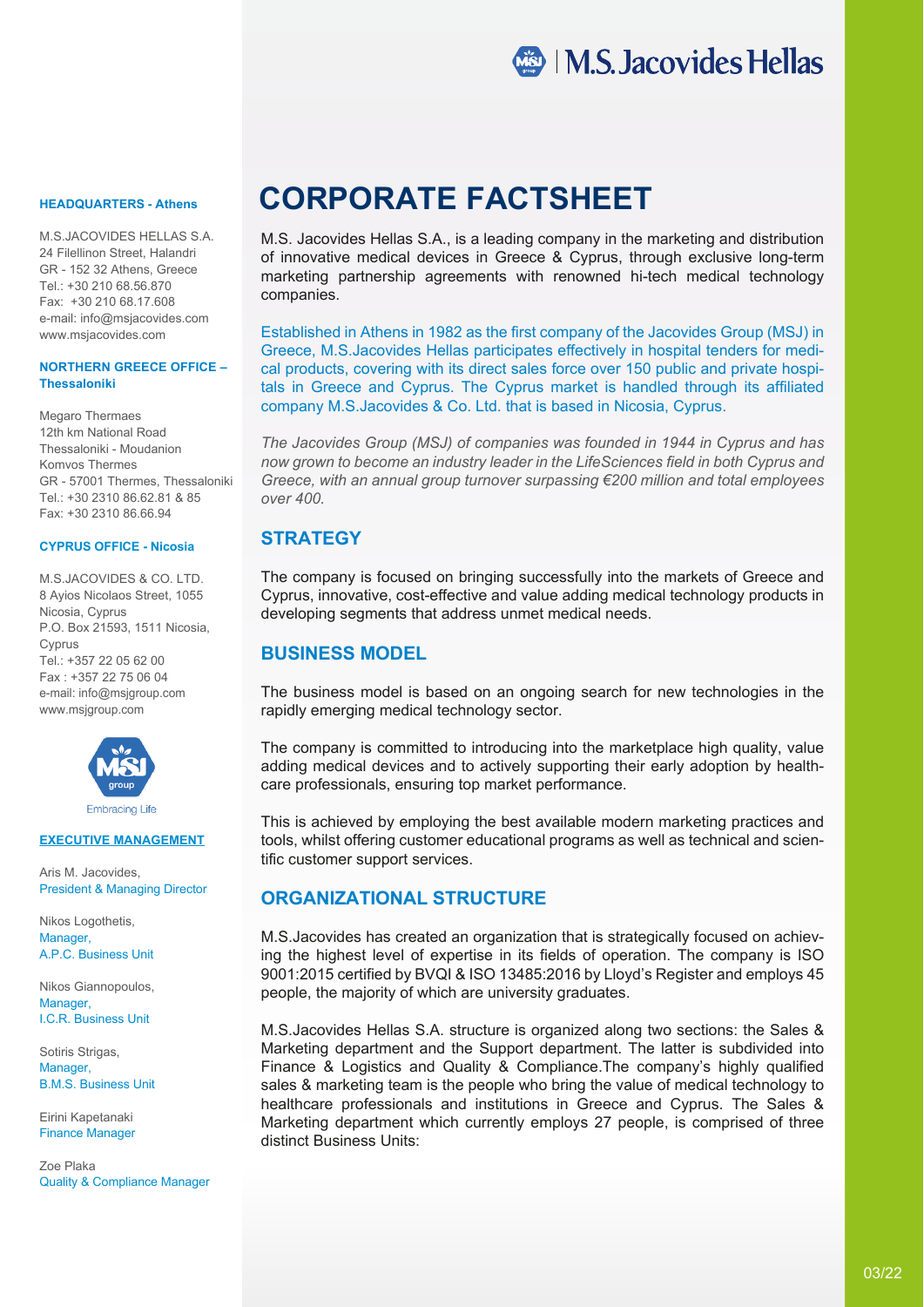# CORPORATE FACTSHEET

M.S. Jacovides Hellas S.A., is a leading company in the marketing and distribution of innovative medical devices in Greece & Cyprus, through exclusive long-term marketing partnership agreements with renowned hi-tech medical technology companies.

Established in Athens in 1982 as the first company of the Jacovides Group (MSJ) in Greece, M.S.Jacovides Hellas participates effectively in hospital tenders for medical products, covering with its direct sales force over 150 public and private hospitals in Greece and Cyprus. The Cyprus market is handled through its affiliated company M.S.Jacovides & Co. Ltd. that is based in Nicosia, Cyprus.

*The Jacovides Group (MSJ) of companies was founded in 1944 in Cyprus and has now grown to become an industry leader in the LifeSciences field in both Cyprus and Greece, with an annual group turnover surpassing €200 million and total employees over 400.*

## STRATEGY

The company is focused on bringing successfully into the markets of Greece and Cyprus, innovative, cost-effective and value adding medical technology products in developing segments that address unmet medical needs.

## BUSINESS MODEL

The business model is based on an ongoing search for new technologies in the rapidly emerging medical technology sector.

The company is committed to introducing into the marketplace high quality, value adding medical devices and to actively supporting their early adoption by healthcare professionals, ensuring top market performance.

This is achieved by employing the best available modern marketing practices and tools, whilst offering customer educational programs as well as technical and scientific customer support services.

## ORGANIZATIONAL STRUCTURE

M.S.Jacovides has created an organization that is strategically focused on achieving the highest level of expertise in its fields of operation. The company is ISO 9001:2015 certified by BVQI & ISO 13485:2016 by Lloyd's Register and employs 45 people, the majority of which are university graduates.

M.S.Jacovides Hellas S.A. structure is organized along two sections: the Sales & Marketing department and the Support department. The latter is subdivided into Finance & Logistics and Quality & Compliance.The company's highly qualified sales & marketing team is the people who bring the value of medical technology to healthcare professionals and institutions in Greece and Cyprus. The Sales & Marketing department which currently employs 27 people, is comprised of three distinct Business Units:

---

**HEADQUARTERS - Athens**

M.S.JACOVIDES HELLAS S.A.
24 Filellinon Street, Halandri
GR - 152 32 Athens, Greece
Tel.: +30 210 68.56.870
Fax: +30 210 68.17.608
e-mail: info@msjacovides.com
www.msjacovides.com

**NORTHERN GREECE OFFICE – Thessaloniki**

Megaro Thermaes
12th km National Road
Thessaloniki - Moudanion
Komvos Thermes
GR - 57001 Thermes, Thessaloniki
Tel.: +30 2310 86.62.81 & 85
Fax: +30 2310 86.66.94

**CYPRUS OFFICE - Nicosia**

M.S.JACOVIDES & CO. LTD.
8 Ayios Nicolaos Street, 1055
Nicosia, Cyprus
P.O. Box 21593, 1511 Nicosia,
Cyprus
Tel.: +357 22 05 62 00
Fax : +357 22 75 06 04
e-mail: info@msjgroup.com
www.msjgroup.com

Embracing Life

**EXECUTIVE MANAGEMENT**

Aris M. Jacovides,
President & Managing Director

Nikos Logothetis,
Manager,
A.P.C. Business Unit

Nikos Giannopoulos,
Manager,
I.C.R. Business Unit

Sotiris Strigas,
Manager,
B.M.S. Business Unit

Eirini Kapetanaki
Finance Manager

Zoe Plaka
Quality & Compliance Manager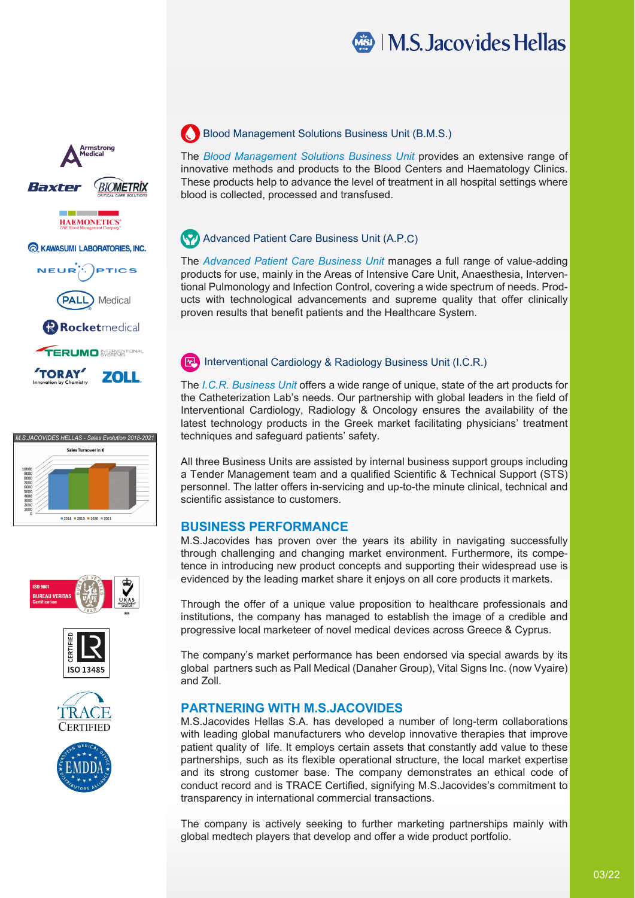### Blood Management Solutions Business Unit (B.M.S.)

The *Blood Management Solutions Business Unit* provides an extensive range of innovative methods and products to the Blood Centers and Haematology Clinics. These products help to advance the level of treatment in all hospital settings where blood is collected, processed and transfused.

### Advanced Patient Care Business Unit (A.P.C)

The *Advanced Patient Care Business Unit* manages a full range of value-adding products for use, mainly in the Areas of Intensive Care Unit, Anaesthesia, Interventional Pulmonology and Infection Control, covering a wide spectrum of needs. Products with technological advancements and supreme quality that offer clinically proven results that benefit patients and the Healthcare System.

### Interventional Cardiology & Radiology Business Unit (I.C.R.)

The *I.C.R. Business Unit* offers a wide range of unique, state of the art products for the Catheterization Lab's needs. Our partnership with global leaders in the field of Interventional Cardiology, Radiology & Oncology ensures the availability of the latest technology products in the Greek market facilitating physicians' treatment techniques and safeguard patients' safety.

All three Business Units are assisted by internal business support groups including a Tender Management team and a qualified Scientific & Technical Support (STS) personnel. The latter offers in-servicing and up-to-the minute clinical, technical and scientific assistance to customers.

M.S.JACOVIDES HELLAS - Sales Evolution 2018-2021

Sales Turnover in €

10000
9000
8000
7000
6000
5000
4000
3000
2000
1000
0

2018 2019 2020 2021

## BUSINESS PERFORMANCE

M.S.Jacovides has proven over the years its ability in navigating successfully through challenging and changing market environment. Furthermore, its competence in introducing new product concepts and supporting their widespread use is evidenced by the leading market share it enjoys on all core products it markets.

Through the offer of a unique value proposition to healthcare professionals and institutions, the company has managed to establish the image of a credible and progressive local marketeer of novel medical devices across Greece & Cyprus.

The company's market performance has been endorsed via special awards by its global partners such as Pall Medical (Danaher Group), Vital Signs Inc. (now Vyaire) and Zoll.

## PARTNERING WITH M.S.JACOVIDES

M.S.Jacovides Hellas S.A. has developed a number of long-term collaborations with leading global manufacturers who develop innovative therapies that improve patient quality of life. It employs certain assets that constantly add value to these partnerships, such as its flexible operational structure, the local market expertise and its strong customer base. The company demonstrates an ethical code of conduct record and is TRACE Certified, signifying M.S.Jacovides's commitment to transparency in international commercial transactions.

The company is actively seeking to further marketing partnerships mainly with global medtech players that develop and offer a wide product portfolio.